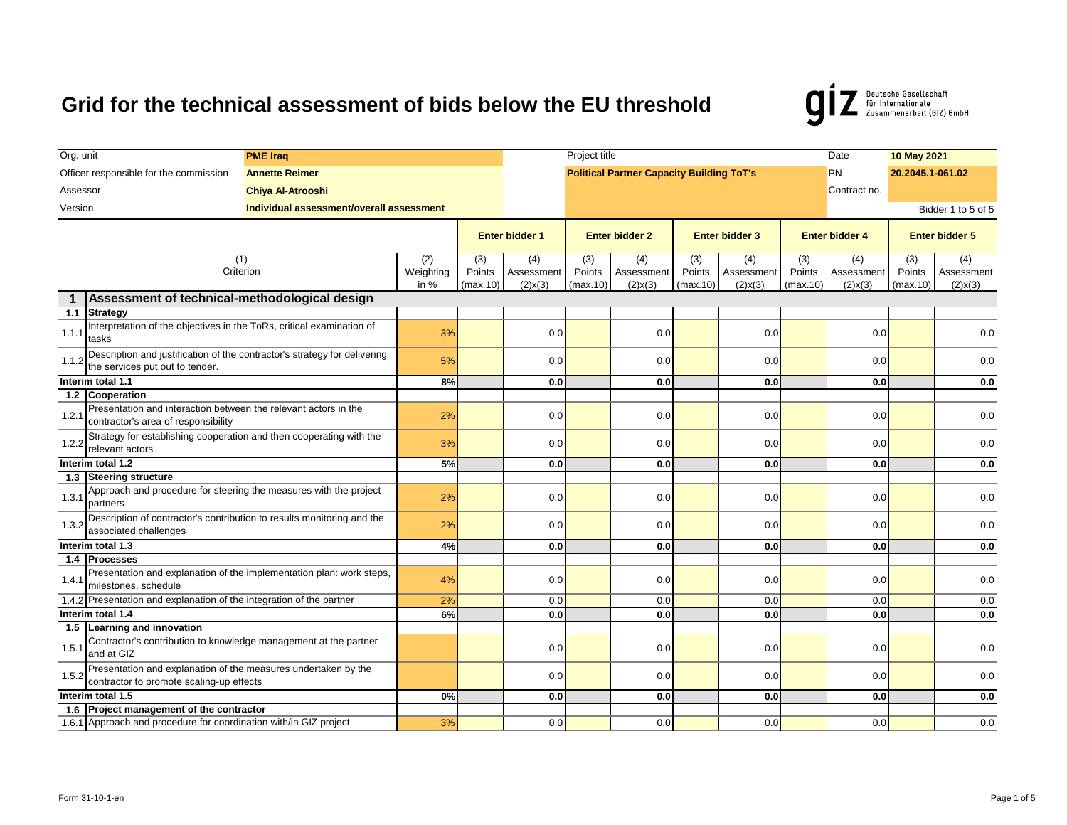# Grid for the technical assessment of bids below the EU threshold

| | | | | | |
|---|---|---|---|---|---|
| Org. unit | **PME Iraq** | Project title | | Date | **10 May 2021** |
| Officer responsible for the commission | **Annette Reimer** | **Political Partner Capacity Building ToT's** | | PN | **20.2045.1-061.02** |
| Assessor | **Chiya Al-Atrooshi** | | | Contract no. | |
| Version | **Individual assessment/overall assessment** | | | | Bidder 1 to 5 of 5 |

| | (1) Criterion | (2) Weighting in % | **Enter bidder 1** (3) Points (max.10) | (4) Assessment (2)x(3) | **Enter bidder 2** (3) Points (max.10) | (4) Assessment (2)x(3) | **Enter bidder 3** (3) Points (max.10) | (4) Assessment (2)x(3) | **Enter bidder 4** (3) Points (max.10) | (4) Assessment (2)x(3) | **Enter bidder 5** (3) Points (max.10) | (4) Assessment (2)x(3) |
|---|---|---|---|---|---|---|---|---|---|---|---|---|
| **1** | **Assessment of technical-methodological design** | | | | | | | | | | | |
| **1.1** | **Strategy** | | | | | | | | | | | |
| 1.1.1 | Interpretation of the objectives in the ToRs, critical examination of tasks | 3% | | 0.0 | | 0.0 | | 0.0 | | 0.0 | | 0.0 |
| 1.1.2 | Description and justification of the contractor's strategy for delivering the services put out to tender. | 5% | | 0.0 | | 0.0 | | 0.0 | | 0.0 | | 0.0 |
| **Interim total 1.1** | | **8%** | | **0.0** | | **0.0** | | **0.0** | | **0.0** | | **0.0** |
| **1.2** | **Cooperation** | | | | | | | | | | | |
| 1.2.1 | Presentation and interaction between the relevant actors in the contractor's area of responsibility | 2% | | 0.0 | | 0.0 | | 0.0 | | 0.0 | | 0.0 |
| 1.2.2 | Strategy for establishing cooperation and then cooperating with the relevant actors | 3% | | 0.0 | | 0.0 | | 0.0 | | 0.0 | | 0.0 |
| **Interim total 1.2** | | **5%** | | **0.0** | | **0.0** | | **0.0** | | **0.0** | | **0.0** |
| **1.3** | **Steering structure** | | | | | | | | | | | |
| 1.3.1 | Approach and procedure for steering the measures with the project partners | 2% | | 0.0 | | 0.0 | | 0.0 | | 0.0 | | 0.0 |
| 1.3.2 | Description of contractor's contribution to results monitoring and the associated challenges | 2% | | 0.0 | | 0.0 | | 0.0 | | 0.0 | | 0.0 |
| **Interim total 1.3** | | **4%** | | **0.0** | | **0.0** | | **0.0** | | **0.0** | | **0.0** |
| **1.4** | **Processes** | | | | | | | | | | | |
| 1.4.1 | Presentation and explanation of the implementation plan: work steps, milestones, schedule | 4% | | 0.0 | | 0.0 | | 0.0 | | 0.0 | | 0.0 |
| 1.4.2 | Presentation and explanation of the integration of the partner | 2% | | 0.0 | | 0.0 | | 0.0 | | 0.0 | | 0.0 |
| **Interim total 1.4** | | **6%** | | **0.0** | | **0.0** | | **0.0** | | **0.0** | | **0.0** |
| **1.5** | **Learning and innovation** | | | | | | | | | | | |
| 1.5.1 | Contractor's contribution to knowledge management at the partner and at GIZ | | | 0.0 | | 0.0 | | 0.0 | | 0.0 | | 0.0 |
| 1.5.2 | Presentation and explanation of the measures undertaken by the contractor to promote scaling-up effects | | | 0.0 | | 0.0 | | 0.0 | | 0.0 | | 0.0 |
| **Interim total 1.5** | | **0%** | | **0.0** | | **0.0** | | **0.0** | | **0.0** | | **0.0** |
| **1.6** | **Project management of the contractor** | | | | | | | | | | | |
| 1.6.1 | Approach and procedure for coordination with/in GIZ project | 3% | | 0.0 | | 0.0 | | 0.0 | | 0.0 | | 0.0 |

Form 31-10-1-en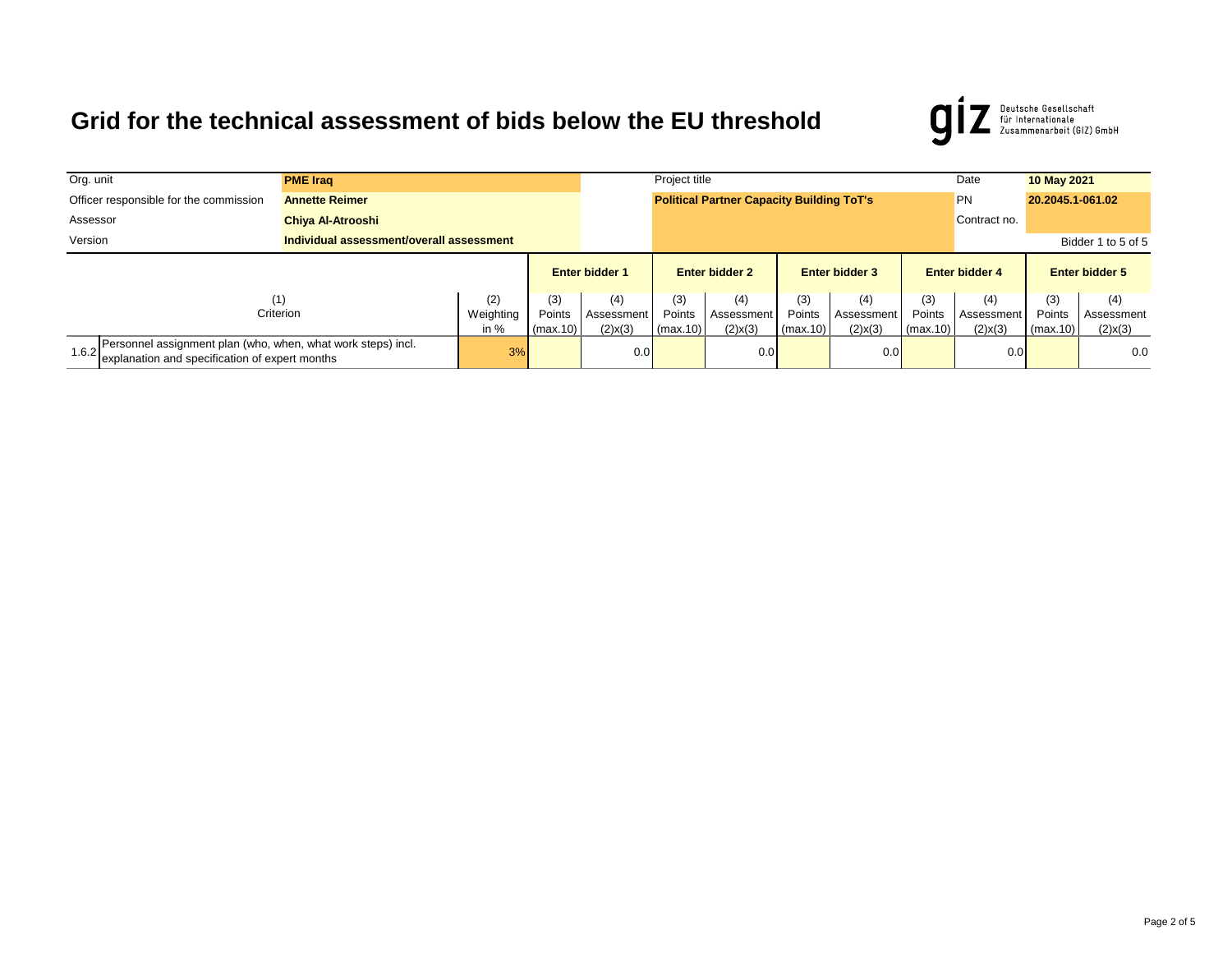# Grid for the technical assessment of bids below the EU threshold

Deutsche Gesellschaft für Internationale Zusammenarbeit (GIZ) GmbH

| | | | | |
|---|---|---|---|---|
| Org. unit | **PME Iraq** | Project title | Date | **10 May 2021** |
| Officer responsible for the commission | **Annette Reimer** | **Political Partner Capacity Building ToT's** | PN | **20.2045.1-061.02** |
| Assessor | **Chiya Al-Atrooshi** | | Contract no. | |
| Version | **Individual assessment/overall assessment** | | | Bidder 1 to 5 of 5 |

| | | | **Enter bidder 1** | | **Enter bidder 2** | | **Enter bidder 3** | | **Enter bidder 4** | | **Enter bidder 5** | |
|---|---|---|---|---|---|---|---|---|---|---|---|---|
| | (1) Criterion | (2) Weighting in % | (3) Points (max.10) | (4) Assessment (2)x(3) | (3) Points (max.10) | (4) Assessment (2)x(3) | (3) Points (max.10) | (4) Assessment (2)x(3) | (3) Points (max.10) | (4) Assessment (2)x(3) | (3) Points (max.10) | (4) Assessment (2)x(3) |
| 1.6.2 | Personnel assignment plan (who, when, what work steps) incl. explanation and specification of expert months | 3% | | 0.0 | | 0.0 | | 0.0 | | 0.0 | | 0.0 |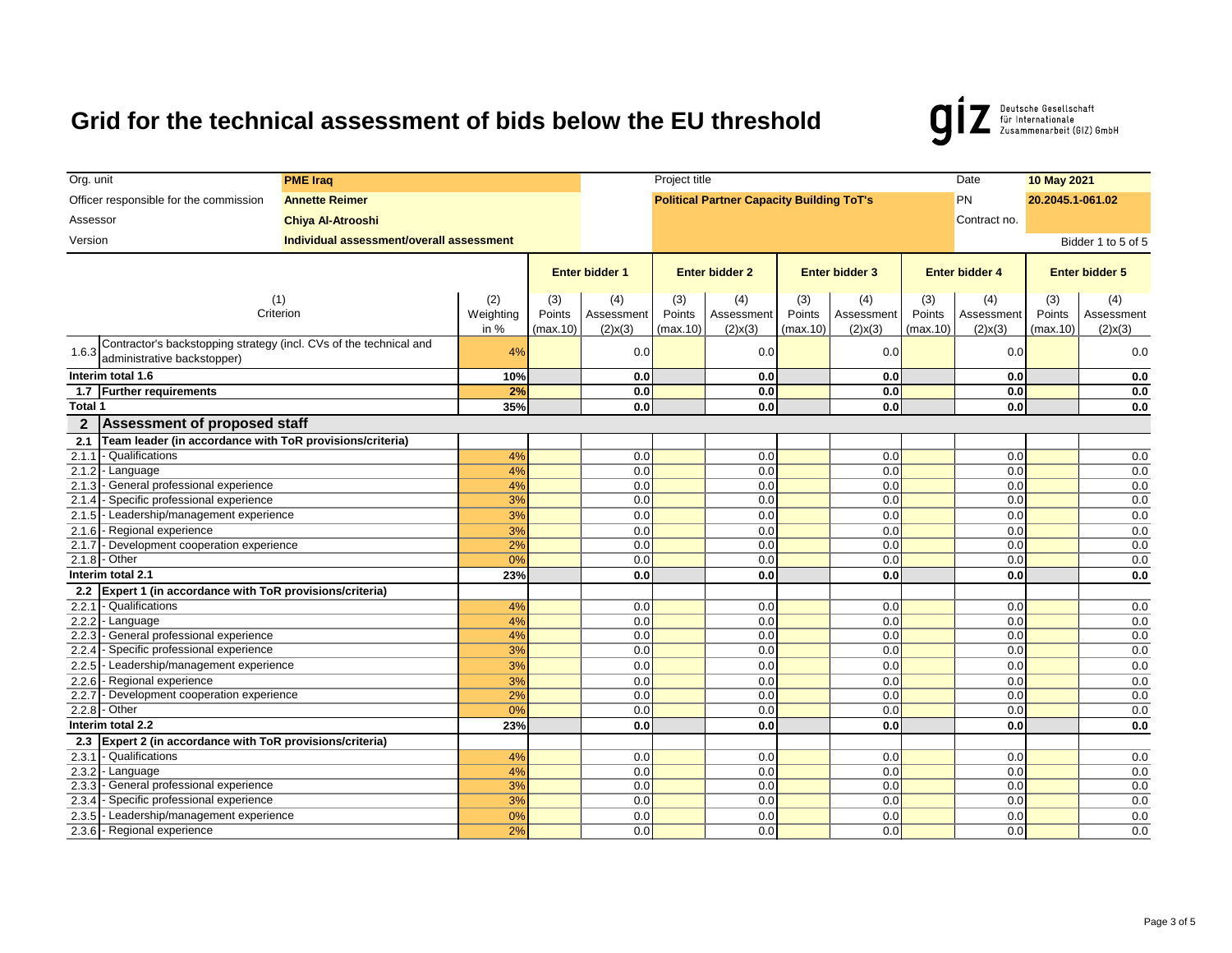# Grid for the technical assessment of bids below the EU threshold

| | | | | | |
|---|---|---|---|---|---|
| Org. unit | PME Iraq | Project title | | Date | 10 May 2021 |
| Officer responsible for the commission | Annette Reimer | Political Partner Capacity Building ToT's | | PN | 20.2045.1-061.02 |
| Assessor | Chiya Al-Atrooshi | | | Contract no. | |
| Version | Individual assessment/overall assessment | | | | Bidder 1 to 5 of 5 |

| | (1) Criterion | (2) Weighting in % | Enter bidder 1 (3) Points (max.10) | Enter bidder 1 (4) Assessment (2)x(3) | Enter bidder 2 (3) Points (max.10) | Enter bidder 2 (4) Assessment (2)x(3) | Enter bidder 3 (3) Points (max.10) | Enter bidder 3 (4) Assessment (2)x(3) | Enter bidder 4 (3) Points (max.10) | Enter bidder 4 (4) Assessment (2)x(3) | Enter bidder 5 (3) Points (max.10) | Enter bidder 5 (4) Assessment (2)x(3) |
|---|---|---|---|---|---|---|---|---|---|---|---|---|
| 1.6.3 | Contractor's backstopping strategy (incl. CVs of the technical and administrative backstopper) | 4% | | 0.0 | | 0.0 | | 0.0 | | 0.0 | | 0.0 |
| **Interim total 1.6** | | **10%** | | **0.0** | | **0.0** | | **0.0** | | **0.0** | | **0.0** |
| **1.7** | **Further requirements** | **2%** | | **0.0** | | **0.0** | | **0.0** | | **0.0** | | **0.0** |
| **Total 1** | | **35%** | | **0.0** | | **0.0** | | **0.0** | | **0.0** | | **0.0** |
| **2** | **Assessment of proposed staff** | | | | | | | | | | | |
| **2.1** | **Team leader (in accordance with ToR provisions/criteria)** | | | | | | | | | | | |
| 2.1.1 | - Qualifications | 4% | | 0.0 | | 0.0 | | 0.0 | | 0.0 | | 0.0 |
| 2.1.2 | - Language | 4% | | 0.0 | | 0.0 | | 0.0 | | 0.0 | | 0.0 |
| 2.1.3 | - General professional experience | 4% | | 0.0 | | 0.0 | | 0.0 | | 0.0 | | 0.0 |
| 2.1.4 | - Specific professional experience | 3% | | 0.0 | | 0.0 | | 0.0 | | 0.0 | | 0.0 |
| 2.1.5 | - Leadership/management experience | 3% | | 0.0 | | 0.0 | | 0.0 | | 0.0 | | 0.0 |
| 2.1.6 | - Regional experience | 3% | | 0.0 | | 0.0 | | 0.0 | | 0.0 | | 0.0 |
| 2.1.7 | - Development cooperation experience | 2% | | 0.0 | | 0.0 | | 0.0 | | 0.0 | | 0.0 |
| 2.1.8 | - Other | 0% | | 0.0 | | 0.0 | | 0.0 | | 0.0 | | 0.0 |
| **Interim total 2.1** | | **23%** | | **0.0** | | **0.0** | | **0.0** | | **0.0** | | **0.0** |
| **2.2** | **Expert 1 (in accordance with ToR provisions/criteria)** | | | | | | | | | | | |
| 2.2.1 | - Qualifications | 4% | | 0.0 | | 0.0 | | 0.0 | | 0.0 | | 0.0 |
| 2.2.2 | - Language | 4% | | 0.0 | | 0.0 | | 0.0 | | 0.0 | | 0.0 |
| 2.2.3 | - General professional experience | 4% | | 0.0 | | 0.0 | | 0.0 | | 0.0 | | 0.0 |
| 2.2.4 | - Specific professional experience | 3% | | 0.0 | | 0.0 | | 0.0 | | 0.0 | | 0.0 |
| 2.2.5 | - Leadership/management experience | 3% | | 0.0 | | 0.0 | | 0.0 | | 0.0 | | 0.0 |
| 2.2.6 | - Regional experience | 3% | | 0.0 | | 0.0 | | 0.0 | | 0.0 | | 0.0 |
| 2.2.7 | - Development cooperation experience | 2% | | 0.0 | | 0.0 | | 0.0 | | 0.0 | | 0.0 |
| 2.2.8 | - Other | 0% | | 0.0 | | 0.0 | | 0.0 | | 0.0 | | 0.0 |
| **Interim total 2.2** | | **23%** | | **0.0** | | **0.0** | | **0.0** | | **0.0** | | **0.0** |
| **2.3** | **Expert 2 (in accordance with ToR provisions/criteria)** | | | | | | | | | | | |
| 2.3.1 | - Qualifications | 4% | | 0.0 | | 0.0 | | 0.0 | | 0.0 | | 0.0 |
| 2.3.2 | - Language | 4% | | 0.0 | | 0.0 | | 0.0 | | 0.0 | | 0.0 |
| 2.3.3 | - General professional experience | 3% | | 0.0 | | 0.0 | | 0.0 | | 0.0 | | 0.0 |
| 2.3.4 | - Specific professional experience | 3% | | 0.0 | | 0.0 | | 0.0 | | 0.0 | | 0.0 |
| 2.3.5 | - Leadership/management experience | 0% | | 0.0 | | 0.0 | | 0.0 | | 0.0 | | 0.0 |
| 2.3.6 | - Regional experience | 2% | | 0.0 | | 0.0 | | 0.0 | | 0.0 | | 0.0 |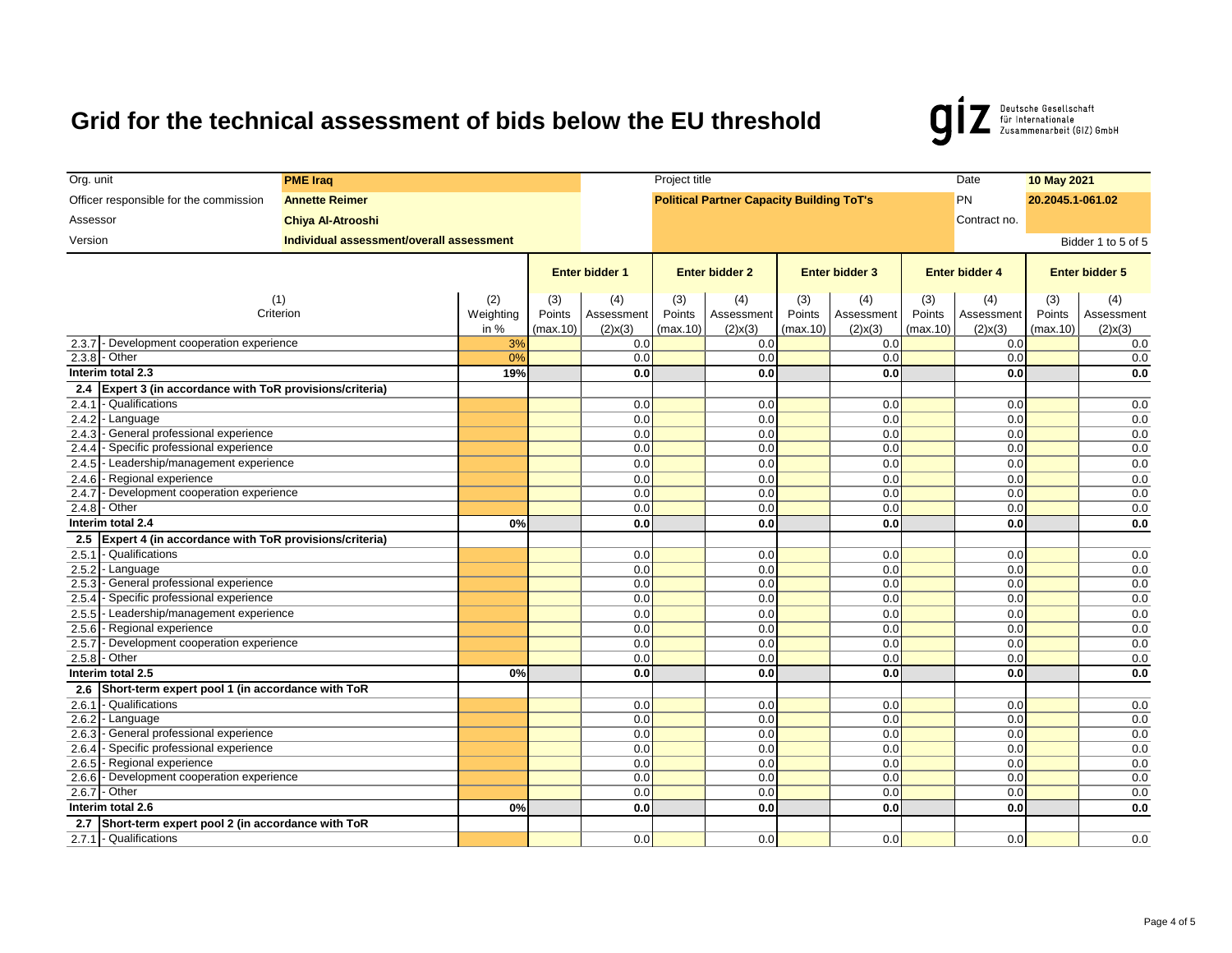# Grid for the technical assessment of bids below the EU threshold

giz Deutsche Gesellschaft für Internationale Zusammenarbeit (GIZ) GmbH

| | | | | |
|---|---|---|---|---|
| Org. unit | PME Iraq | Project title | Date | 10 May 2021 |
| Officer responsible for the commission | Annette Reimer | Political Partner Capacity Building ToT's | PN | 20.2045.1-061.02 |
| Assessor | Chiya Al-Atrooshi | | Contract no. | |
| Version | Individual assessment/overall assessment | | | Bidder 1 to 5 of 5 |

| | (1) Criterion | (2) Weighting in % | Enter bidder 1 (3) Points (max.10) | Enter bidder 1 (4) Assessment (2)x(3) | Enter bidder 2 (3) Points (max.10) | Enter bidder 2 (4) Assessment (2)x(3) | Enter bidder 3 (3) Points (max.10) | Enter bidder 3 (4) Assessment (2)x(3) | Enter bidder 4 (3) Points (max.10) | Enter bidder 4 (4) Assessment (2)x(3) | Enter bidder 5 (3) Points (max.10) | Enter bidder 5 (4) Assessment (2)x(3) |
|---|---|---|---|---|---|---|---|---|---|---|---|---|
| 2.3.7 | - Development cooperation experience | 3% | | 0.0 | | 0.0 | | 0.0 | | 0.0 | | 0.0 |
| 2.3.8 | - Other | 0% | | 0.0 | | 0.0 | | 0.0 | | 0.0 | | 0.0 |
| **Interim total 2.3** | | **19%** | | **0.0** | | **0.0** | | **0.0** | | **0.0** | | **0.0** |
| **2.4** | **Expert 3 (in accordance with ToR provisions/criteria)** | | | | | | | | | | | |
| 2.4.1 | - Qualifications | | | 0.0 | | 0.0 | | 0.0 | | 0.0 | | 0.0 |
| 2.4.2 | - Language | | | 0.0 | | 0.0 | | 0.0 | | 0.0 | | 0.0 |
| 2.4.3 | - General professional experience | | | 0.0 | | 0.0 | | 0.0 | | 0.0 | | 0.0 |
| 2.4.4 | - Specific professional experience | | | 0.0 | | 0.0 | | 0.0 | | 0.0 | | 0.0 |
| 2.4.5 | - Leadership/management experience | | | 0.0 | | 0.0 | | 0.0 | | 0.0 | | 0.0 |
| 2.4.6 | - Regional experience | | | 0.0 | | 0.0 | | 0.0 | | 0.0 | | 0.0 |
| 2.4.7 | - Development cooperation experience | | | 0.0 | | 0.0 | | 0.0 | | 0.0 | | 0.0 |
| 2.4.8 | - Other | | | 0.0 | | 0.0 | | 0.0 | | 0.0 | | 0.0 |
| **Interim total 2.4** | | **0%** | | **0.0** | | **0.0** | | **0.0** | | **0.0** | | **0.0** |
| **2.5** | **Expert 4 (in accordance with ToR provisions/criteria)** | | | | | | | | | | | |
| 2.5.1 | - Qualifications | | | 0.0 | | 0.0 | | 0.0 | | 0.0 | | 0.0 |
| 2.5.2 | - Language | | | 0.0 | | 0.0 | | 0.0 | | 0.0 | | 0.0 |
| 2.5.3 | - General professional experience | | | 0.0 | | 0.0 | | 0.0 | | 0.0 | | 0.0 |
| 2.5.4 | - Specific professional experience | | | 0.0 | | 0.0 | | 0.0 | | 0.0 | | 0.0 |
| 2.5.5 | - Leadership/management experience | | | 0.0 | | 0.0 | | 0.0 | | 0.0 | | 0.0 |
| 2.5.6 | - Regional experience | | | 0.0 | | 0.0 | | 0.0 | | 0.0 | | 0.0 |
| 2.5.7 | - Development cooperation experience | | | 0.0 | | 0.0 | | 0.0 | | 0.0 | | 0.0 |
| 2.5.8 | - Other | | | 0.0 | | 0.0 | | 0.0 | | 0.0 | | 0.0 |
| **Interim total 2.5** | | **0%** | | **0.0** | | **0.0** | | **0.0** | | **0.0** | | **0.0** |
| **2.6** | **Short-term expert pool 1 (in accordance with ToR** | | | | | | | | | | | |
| 2.6.1 | - Qualifications | | | 0.0 | | 0.0 | | 0.0 | | 0.0 | | 0.0 |
| 2.6.2 | - Language | | | 0.0 | | 0.0 | | 0.0 | | 0.0 | | 0.0 |
| 2.6.3 | - General professional experience | | | 0.0 | | 0.0 | | 0.0 | | 0.0 | | 0.0 |
| 2.6.4 | - Specific professional experience | | | 0.0 | | 0.0 | | 0.0 | | 0.0 | | 0.0 |
| 2.6.5 | - Regional experience | | | 0.0 | | 0.0 | | 0.0 | | 0.0 | | 0.0 |
| 2.6.6 | - Development cooperation experience | | | 0.0 | | 0.0 | | 0.0 | | 0.0 | | 0.0 |
| 2.6.7 | - Other | | | 0.0 | | 0.0 | | 0.0 | | 0.0 | | 0.0 |
| **Interim total 2.6** | | **0%** | | **0.0** | | **0.0** | | **0.0** | | **0.0** | | **0.0** |
| **2.7** | **Short-term expert pool 2 (in accordance with ToR** | | | | | | | | | | | |
| 2.7.1 | - Qualifications | | | 0.0 | | 0.0 | | 0.0 | | 0.0 | | 0.0 |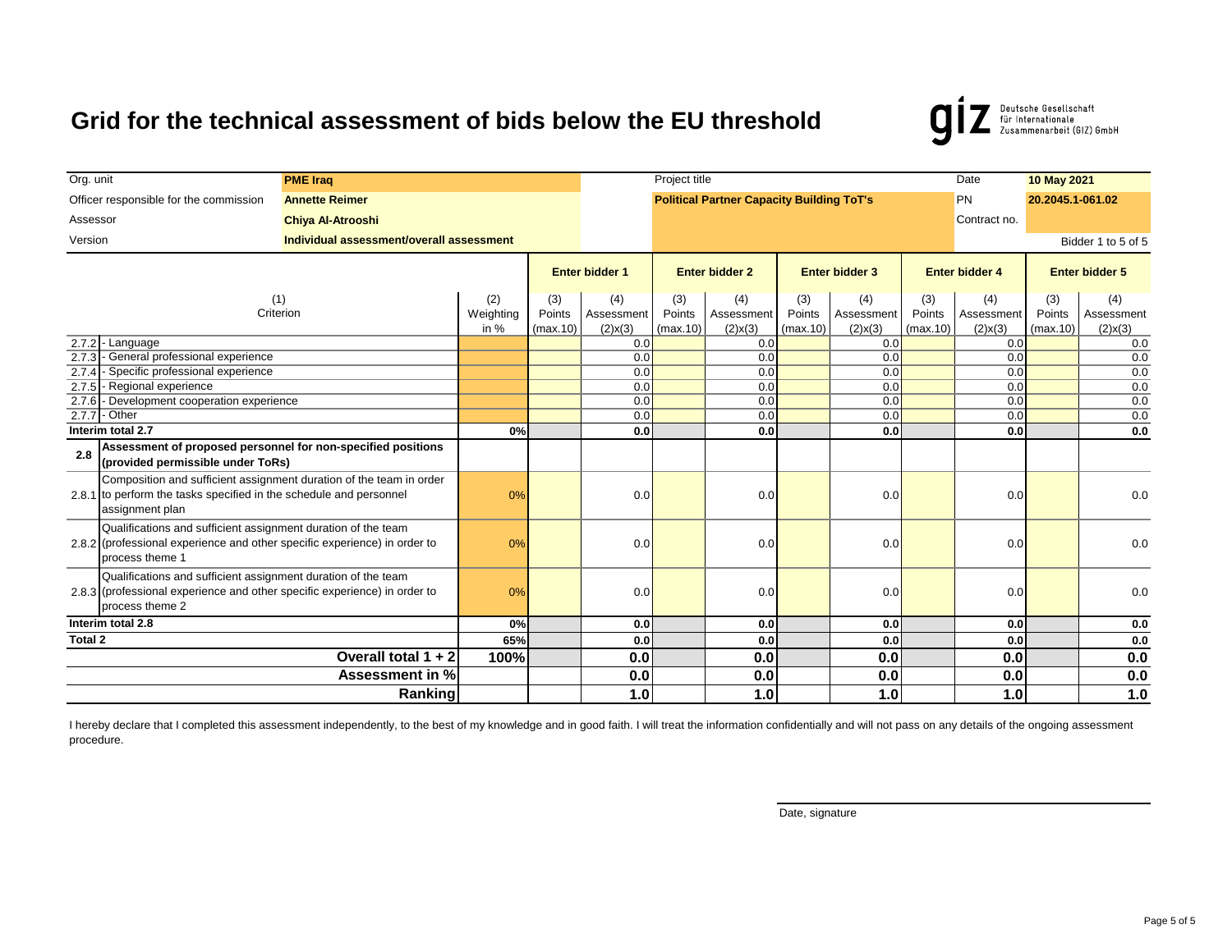# Grid for the technical assessment of bids below the EU threshold

Deutsche Gesellschaft für Internationale Zusammenarbeit (GIZ) GmbH

| | | | | | |
|---|---|---|---|---|---|
| Org. unit | **PME Iraq** | Project title | | Date | **10 May 2021** |
| Officer responsible for the commission | **Annette Reimer** | **Political Partner Capacity Building ToT's** | | PN | **20.2045.1-061.02** |
| Assessor | **Chiya Al-Atrooshi** | | | Contract no. | |
| Version | **Individual assessment/overall assessment** | | | | Bidder 1 to 5 of 5 |

| | | | Enter bidder 1 | | Enter bidder 2 | | Enter bidder 3 | | Enter bidder 4 | | Enter bidder 5 | |
|---|---|---|---|---|---|---|---|---|---|---|---|---|
| | (1) Criterion | (2) Weighting in % | (3) Points (max.10) | (4) Assessment (2)x(3) | (3) Points (max.10) | (4) Assessment (2)x(3) | (3) Points (max.10) | (4) Assessment (2)x(3) | (3) Points (max.10) | (4) Assessment (2)x(3) | (3) Points (max.10) | (4) Assessment (2)x(3) |
| 2.7.2 | - Language | | | 0.0 | | 0.0 | | 0.0 | | 0.0 | | 0.0 |
| 2.7.3 | - General professional experience | | | 0.0 | | 0.0 | | 0.0 | | 0.0 | | 0.0 |
| 2.7.4 | - Specific professional experience | | | 0.0 | | 0.0 | | 0.0 | | 0.0 | | 0.0 |
| 2.7.5 | - Regional experience | | | 0.0 | | 0.0 | | 0.0 | | 0.0 | | 0.0 |
| 2.7.6 | - Development cooperation experience | | | 0.0 | | 0.0 | | 0.0 | | 0.0 | | 0.0 |
| 2.7.7 | - Other | | | 0.0 | | 0.0 | | 0.0 | | 0.0 | | 0.0 |
| **Interim total 2.7** | | **0%** | | **0.0** | | **0.0** | | **0.0** | | **0.0** | | **0.0** |
| **2.8** | **Assessment of proposed personnel for non-specified positions (provided permissible under ToRs)** | | | | | | | | | | | |
| 2.8.1 | Composition and sufficient assignment duration of the team in order to perform the tasks specified in the schedule and personnel assignment plan | 0% | | 0.0 | | 0.0 | | 0.0 | | 0.0 | | 0.0 |
| 2.8.2 | Qualifications and sufficient assignment duration of the team (professional experience and other specific experience) in order to process theme 1 | 0% | | 0.0 | | 0.0 | | 0.0 | | 0.0 | | 0.0 |
| 2.8.3 | Qualifications and sufficient assignment duration of the team (professional experience and other specific experience) in order to process theme 2 | 0% | | 0.0 | | 0.0 | | 0.0 | | 0.0 | | 0.0 |
| **Interim total 2.8** | | **0%** | | **0.0** | | **0.0** | | **0.0** | | **0.0** | | **0.0** |
| **Total 2** | | **65%** | | **0.0** | | **0.0** | | **0.0** | | **0.0** | | **0.0** |
| | **Overall total 1 + 2** | **100%** | | **0.0** | | **0.0** | | **0.0** | | **0.0** | | **0.0** |
| | **Assessment in %** | | | **0.0** | | **0.0** | | **0.0** | | **0.0** | | **0.0** |
| | **Ranking** | | | **1.0** | | **1.0** | | **1.0** | | **1.0** | | **1.0** |

I hereby declare that I completed this assessment independently, to the best of my knowledge and in good faith. I will treat the information confidentially and will not pass on any details of the ongoing assessment procedure.

Date, signature